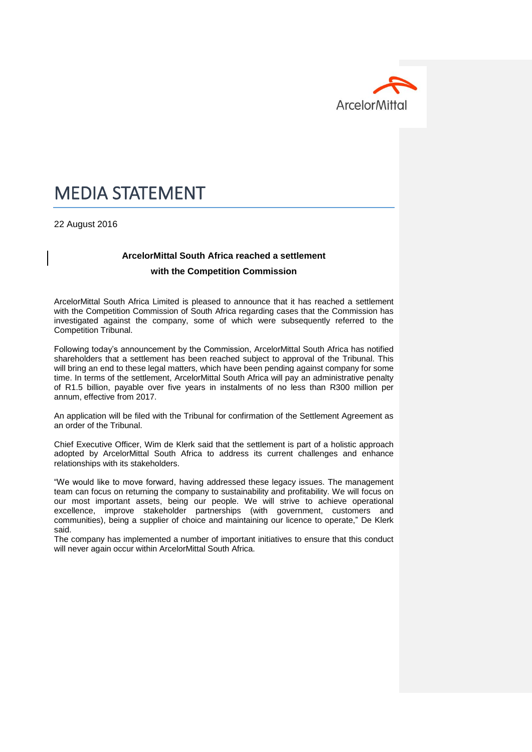ArcelorMittal

# MEDIA STATEMENT

22 August 2016

**ArcelorMittal South Africa reached a settlement with the Competition Commission**

ArcelorMittal South Africa Limited is pleased to announce that it has reached a settlement with the Competition Commission of South Africa regarding cases that the Commission has investigated against the company, some of which were subsequently referred to the Competition Tribunal.

Following today's announcement by the Commission, ArcelorMittal South Africa has notified shareholders that a settlement has been reached subject to approval of the Tribunal. This will bring an end to these legal matters, which have been pending against company for some time. In terms of the settlement, ArcelorMittal South Africa will pay an administrative penalty of R1.5 billion, payable over five years in instalments of no less than R300 million per annum, effective from 2017.

An application will be filed with the Tribunal for confirmation of the Settlement Agreement as an order of the Tribunal.

Chief Executive Officer, Wim de Klerk said that the settlement is part of a holistic approach adopted by ArcelorMittal South Africa to address its current challenges and enhance relationships with its stakeholders.

"We would like to move forward, having addressed these legacy issues. The management team can focus on returning the company to sustainability and profitability. We will focus on our most important assets, being our people. We will strive to achieve operational excellence, improve stakeholder partnerships (with government, customers and communities), being a supplier of choice and maintaining our licence to operate," De Klerk said.

The company has implemented a number of important initiatives to ensure that this conduct will never again occur within ArcelorMittal South Africa.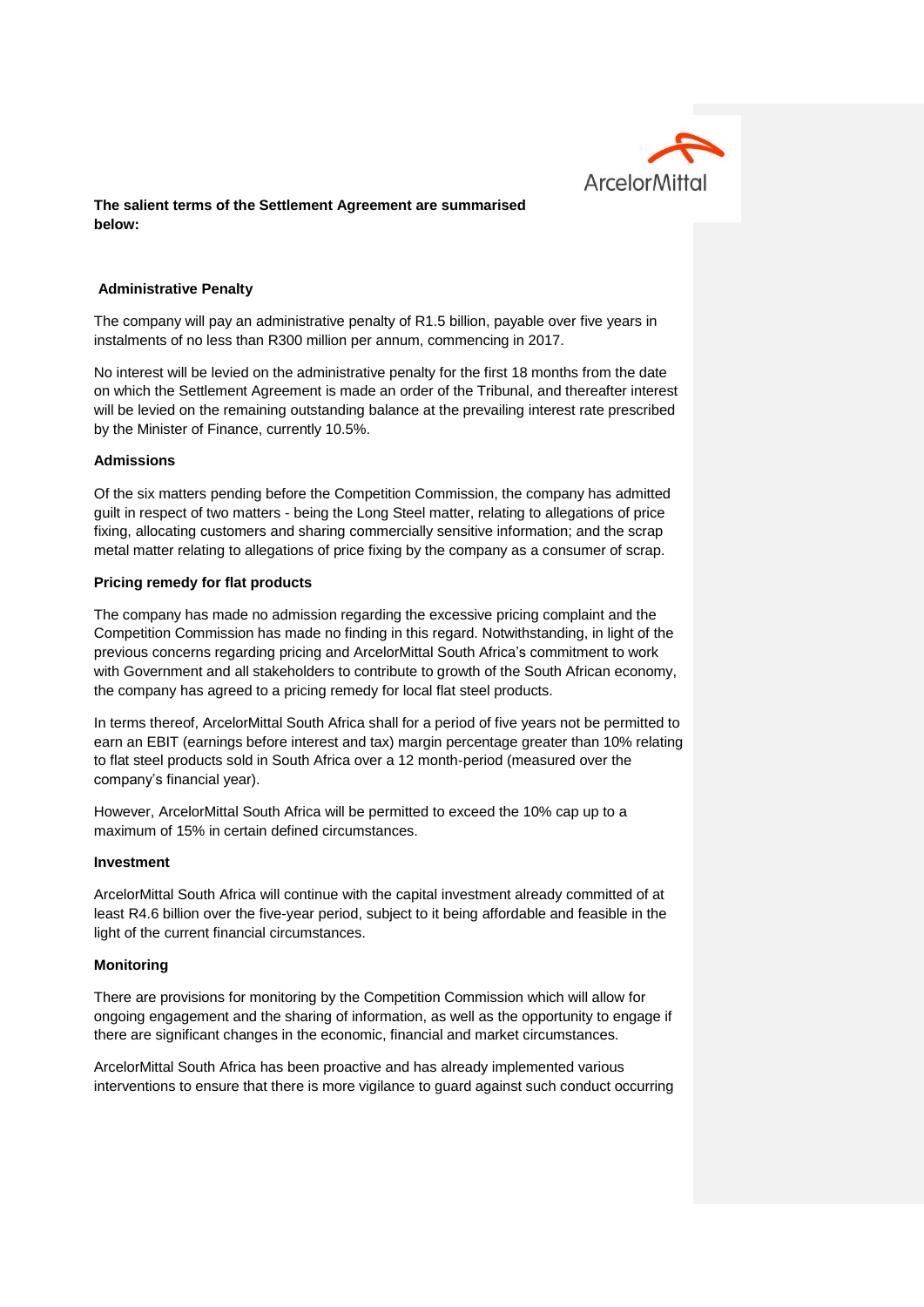**The salient terms of the Settlement Agreement are summarised below:**

**Administrative Penalty**

The company will pay an administrative penalty of R1.5 billion, payable over five years in instalments of no less than R300 million per annum, commencing in 2017.

No interest will be levied on the administrative penalty for the first 18 months from the date on which the Settlement Agreement is made an order of the Tribunal, and thereafter interest will be levied on the remaining outstanding balance at the prevailing interest rate prescribed by the Minister of Finance, currently 10.5%.

**Admissions**

Of the six matters pending before the Competition Commission, the company has admitted guilt in respect of two matters - being the Long Steel matter, relating to allegations of price fixing, allocating customers and sharing commercially sensitive information; and the scrap metal matter relating to allegations of price fixing by the company as a consumer of scrap.

**Pricing remedy for flat products**

The company has made no admission regarding the excessive pricing complaint and the Competition Commission has made no finding in this regard. Notwithstanding, in light of the previous concerns regarding pricing and ArcelorMittal South Africa's commitment to work with Government and all stakeholders to contribute to growth of the South African economy, the company has agreed to a pricing remedy for local flat steel products.

In terms thereof, ArcelorMittal South Africa shall for a period of five years not be permitted to earn an EBIT (earnings before interest and tax) margin percentage greater than 10% relating to flat steel products sold in South Africa over a 12 month-period (measured over the company's financial year).

However, ArcelorMittal South Africa will be permitted to exceed the 10% cap up to a maximum of 15% in certain defined circumstances.

**Investment**

ArcelorMittal South Africa will continue with the capital investment already committed of at least R4.6 billion over the five-year period, subject to it being affordable and feasible in the light of the current financial circumstances.

**Monitoring**

There are provisions for monitoring by the Competition Commission which will allow for ongoing engagement and the sharing of information, as well as the opportunity to engage if there are significant changes in the economic, financial and market circumstances.

ArcelorMittal South Africa has been proactive and has already implemented various interventions to ensure that there is more vigilance to guard against such conduct occurring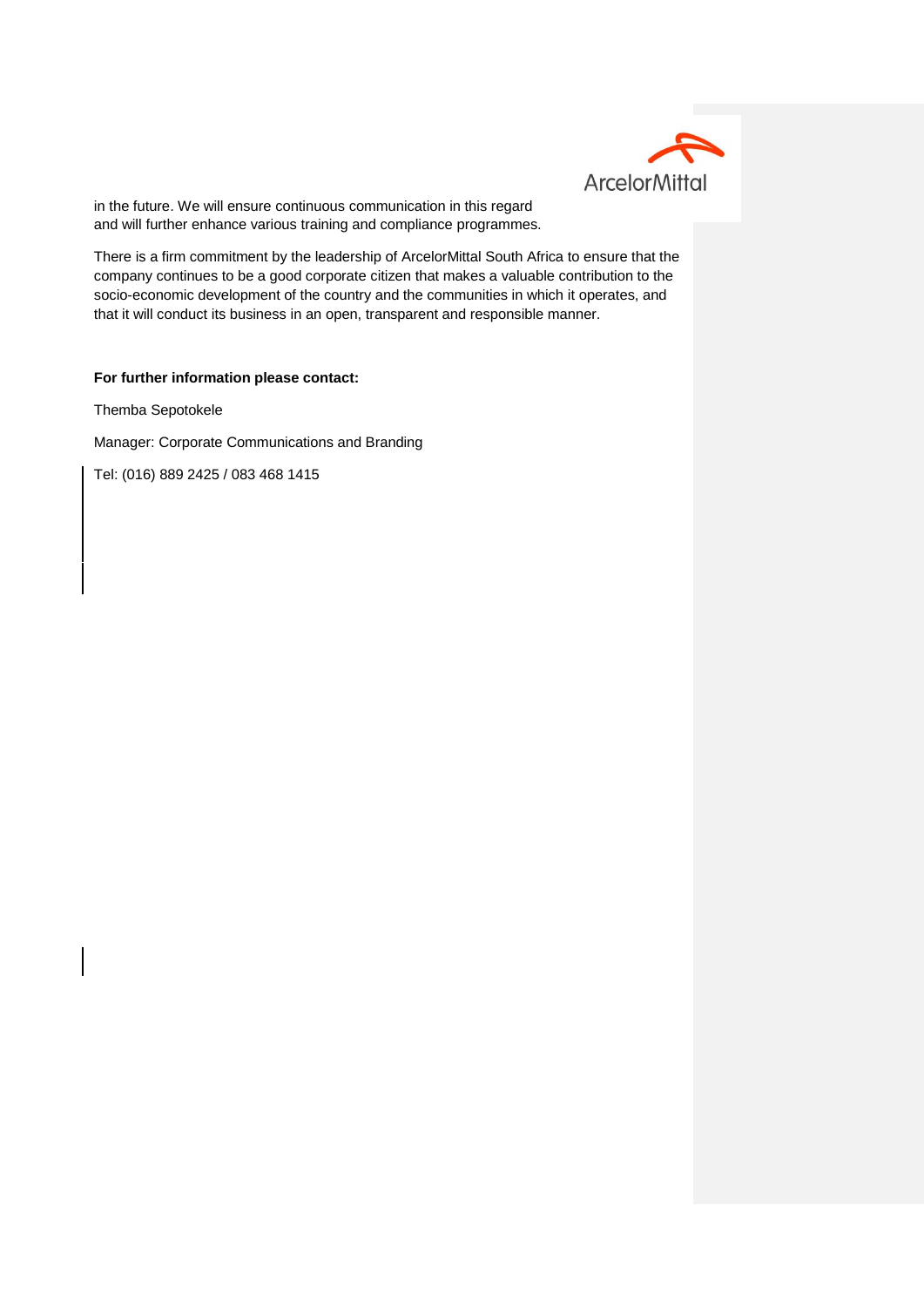in the future. We will ensure continuous communication in this regard and will further enhance various training and compliance programmes.

There is a firm commitment by the leadership of ArcelorMittal South Africa to ensure that the company continues to be a good corporate citizen that makes a valuable contribution to the socio-economic development of the country and the communities in which it operates, and that it will conduct its business in an open, transparent and responsible manner.

**For further information please contact:**

Themba Sepotokele

Manager: Corporate Communications and Branding

Tel: (016) 889 2425 / 083 468 1415